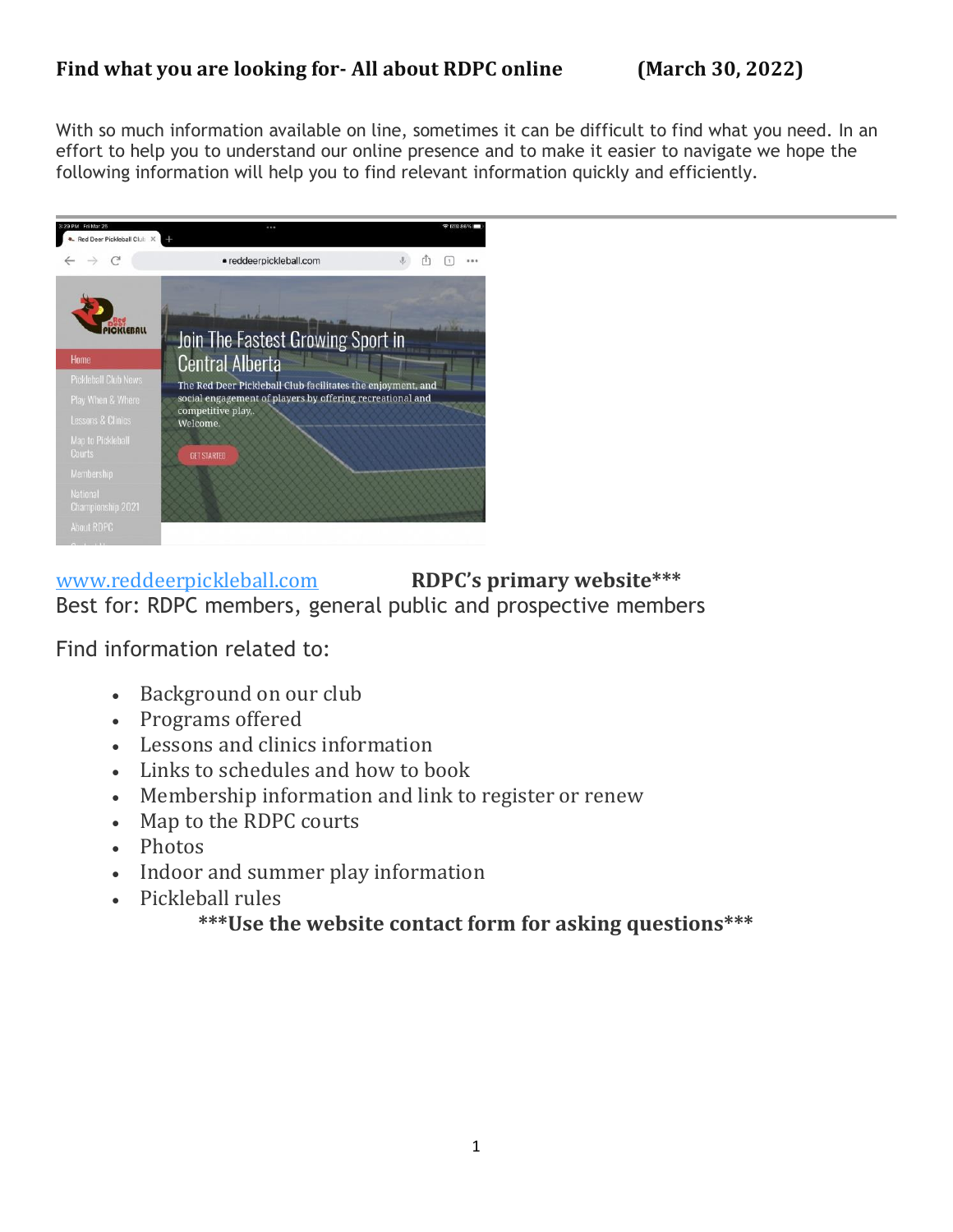**Find what you are looking for- All about RDPC online (March 30, 2022)**

With so much information available on line, sometimes it can be difficult to find what you need. In an effort to help you to understand our online presence and to make it easier to navigate we hope the following information will help you to find relevant information quickly and efficiently.

---

[www.reddeerpickleball.com](http://www.reddeerpickleball.com) **RDPC's primary website*****

Best for: RDPC members, general public and prospective members

Find information related to:

- Background on our club
- Programs offered
- Lessons and clinics information
- Links to schedules and how to book
- Membership information and link to register or renew
- Map to the RDPC courts
- Photos
- Indoor and summer play information
- Pickleball rules

**\*\*\*Use the website contact form for asking questions\*\*\***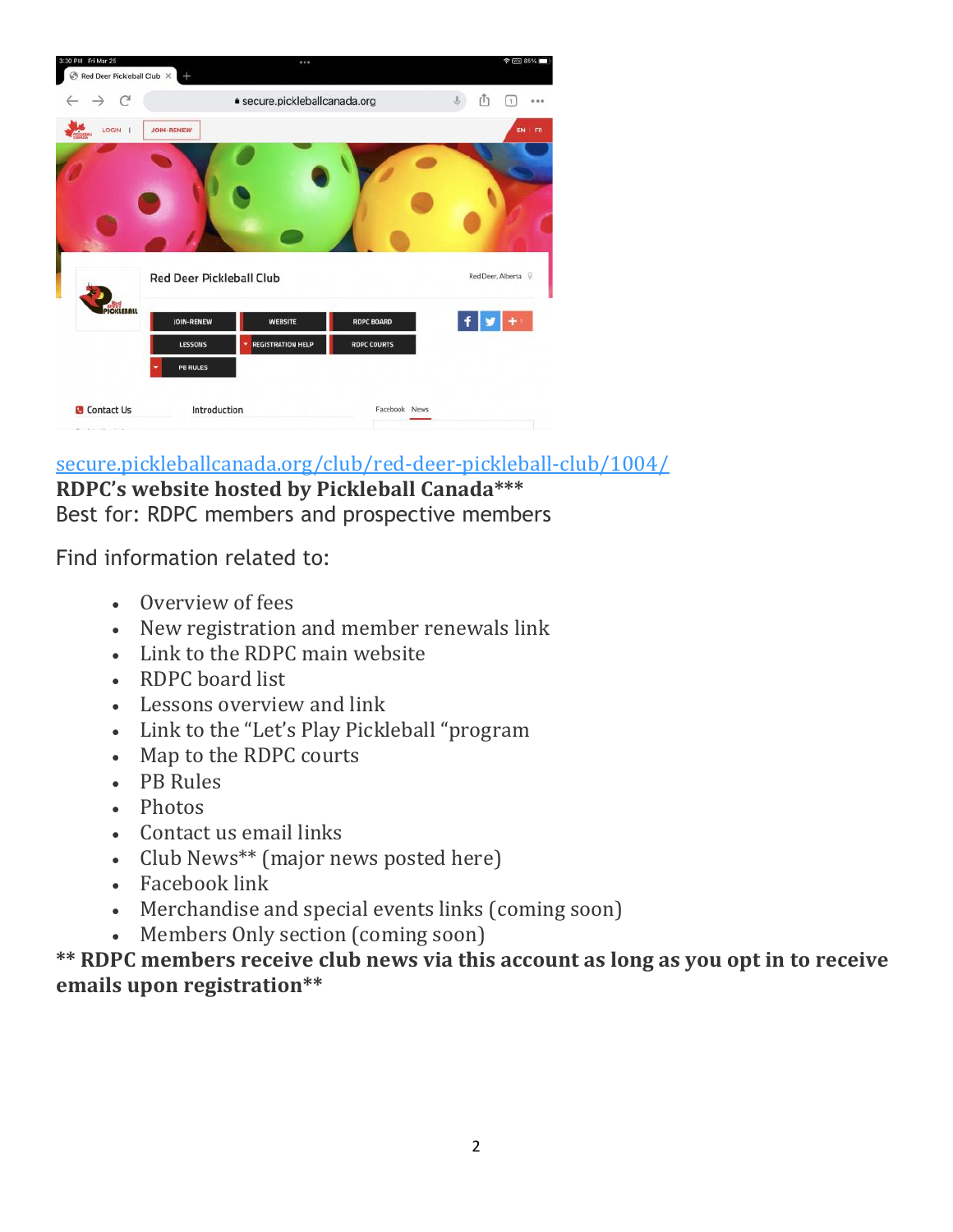secure.pickleballcanada.org/club/red-deer-pickleball-club/1004/

**RDPC's website hosted by Pickleball Canada*****

Best for: RDPC members and prospective members

Find information related to:

- Overview of fees
- New registration and member renewals link
- Link to the RDPC main website
- RDPC board list
- Lessons overview and link
- Link to the "Let's Play Pickleball "program
- Map to the RDPC courts
- PB Rules
- Photos
- Contact us email links
- Club News** (major news posted here)
- Facebook link
- Merchandise and special events links (coming soon)
- Members Only section (coming soon)

**** RDPC members receive club news via this account as long as you opt in to receive emails upon registration****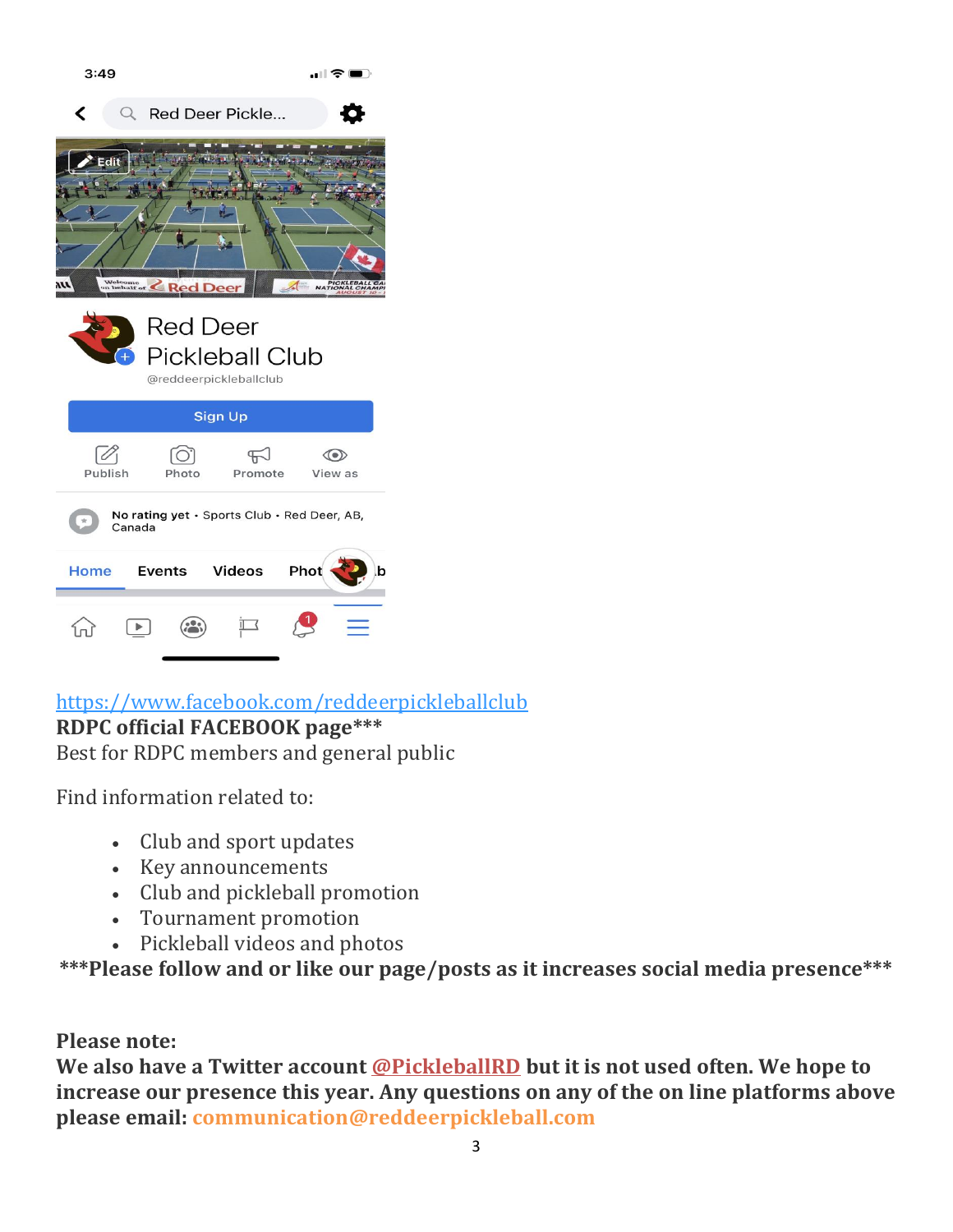https://www.facebook.com/reddeerpickleballclub

**RDPC official FACEBOOK page*****

Best for RDPC members and general public

Find information related to:

- Club and sport updates
- Key announcements
- Club and pickleball promotion
- Tournament promotion
- Pickleball videos and photos

*****Please follow and or like our page/posts as it increases social media presence*****

**Please note:**

**We also have a Twitter account @PickleballRD but it is not used often. We hope to increase our presence this year. Any questions on any of the on line platforms above please email: communication@reddeerpickleball.com**